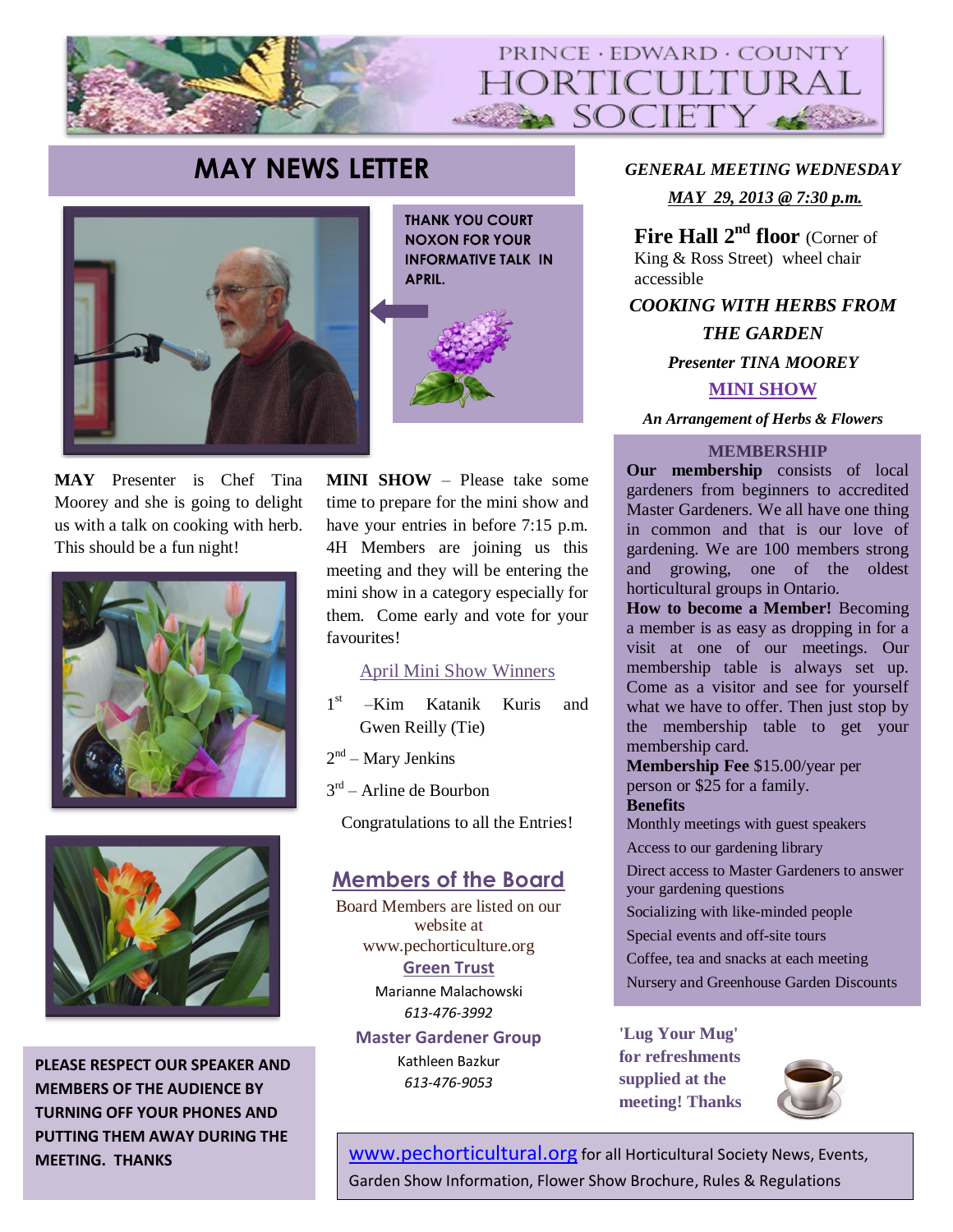# PRINCE · EDWARD · COUNTY HORTICULTURAL SOCIETY

## MAY NEWS LETTER

**THANK YOU COURT NOXON FOR YOUR INFORMATIVE TALK IN APRIL.**

**MAY** Presenter is Chef Tina Moorey and she is going to delight us with a talk on cooking with herb. This should be a fun night!

**MINI SHOW** – Please take some time to prepare for the mini show and have your entries in before 7:15 p.m. 4H Members are joining us this meeting and they will be entering the mini show in a category especially for them. Come early and vote for your favourites!

### April Mini Show Winners

1st –Kim Katanik Kuris and Gwen Reilly (Tie)

2nd – Mary Jenkins

3rd – Arline de Bourbon

Congratulations to all the Entries!

### Members of the Board

Board Members are listed on our website at www.pechorticulture.org

**Green Trust**

Marianne Malachowski

*613-476-3992*

**Master Gardener Group**

Kathleen Bazkur

*613-476-9053*

**PLEASE RESPECT OUR SPEAKER AND MEMBERS OF THE AUDIENCE BY TURNING OFF YOUR PHONES AND PUTTING THEM AWAY DURING THE MEETING. THANKS**

***GENERAL MEETING WEDNESDAY***

***MAY 29, 2013 @ 7:30 p.m.***

**Fire Hall 2nd floor** (Corner of King & Ross Street) wheel chair accessible

***COOKING WITH HERBS FROM THE GARDEN***

***Presenter TINA MOOREY***

**MINI SHOW**

***An Arrangement of Herbs & Flowers***

### MEMBERSHIP

**Our membership** consists of local gardeners from beginners to accredited Master Gardeners. We all have one thing in common and that is our love of gardening. We are 100 members strong and growing, one of the oldest horticultural groups in Ontario.

**How to become a Member!** Becoming a member is as easy as dropping in for a visit at one of our meetings. Our membership table is always set up. Come as a visitor and see for yourself what we have to offer. Then just stop by the membership table to get your membership card.

**Membership Fee** $15.00/year per person or $25 for a family.

**Benefits**

- Monthly meetings with guest speakers
- Access to our gardening library
- Direct access to Master Gardeners to answer your gardening questions
- Socializing with like-minded people
- Special events and off-site tours
- Coffee, tea and snacks at each meeting
- Nursery and Greenhouse Garden Discounts

**'Lug Your Mug' for refreshments supplied at the meeting! Thanks**

www.pechorticultural.org for all Horticultural Society News, Events, Garden Show Information, Flower Show Brochure, Rules & Regulations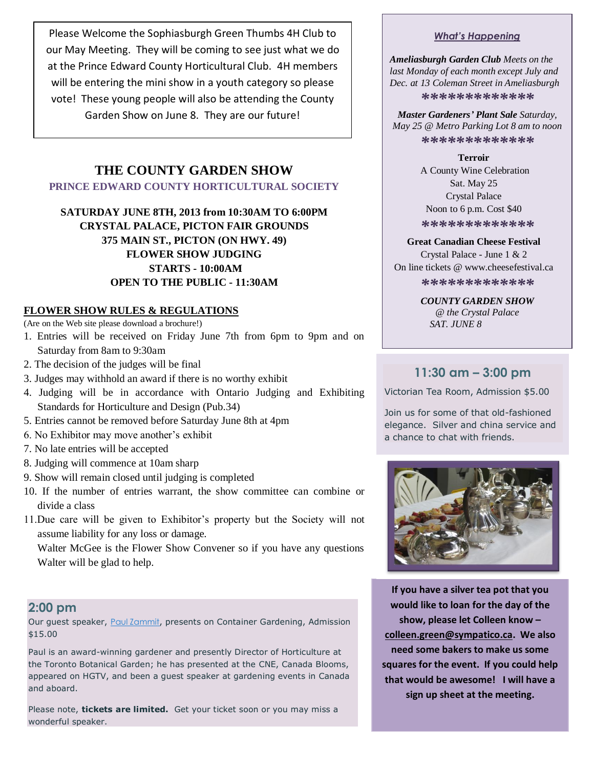Please Welcome the Sophiasburgh Green Thumbs 4H Club to our May Meeting. They will be coming to see just what we do at the Prince Edward County Horticultural Club. 4H members will be entering the mini show in a youth category so please vote! These young people will also be attending the County Garden Show on June 8. They are our future!

# THE COUNTY GARDEN SHOW

## PRINCE EDWARD COUNTY HORTICULTURAL SOCIETY

**SATURDAY JUNE 8TH, 2013 from 10:30AM TO 6:00PM**
**CRYSTAL PALACE, PICTON FAIR GROUNDS**
**375 MAIN ST., PICTON (ON HWY. 49)**
**FLOWER SHOW JUDGING**
**STARTS - 10:00AM**
**OPEN TO THE PUBLIC - 11:30AM**

**FLOWER SHOW RULES & REGULATIONS**

(Are on the Web site please download a brochure!)

1. Entries will be received on Friday June 7th from 6pm to 9pm and on Saturday from 8am to 9:30am
2. The decision of the judges will be final
3. Judges may withhold an award if there is no worthy exhibit
4. Judging will be in accordance with Ontario Judging and Exhibiting Standards for Horticulture and Design (Pub.34)
5. Entries cannot be removed before Saturday June 8th at 4pm
6. No Exhibitor may move another's exhibit
7. No late entries will be accepted
8. Judging will commence at 10am sharp
9. Show will remain closed until judging is completed
10. If the number of entries warrant, the show committee can combine or divide a class
11. Due care will be given to Exhibitor's property but the Society will not assume liability for any loss or damage.

Walter McGee is the Flower Show Convener so if you have any questions Walter will be glad to help.

## 2:00 pm

Our guest speaker, Paul Zammit, presents on Container Gardening, Admission $15.00

Paul is an award-winning gardener and presently Director of Horticulture at the Toronto Botanical Garden; he has presented at the CNE, Canada Blooms, appeared on HGTV, and been a guest speaker at gardening events in Canada and aboard.

Please note, **tickets are limited.** Get your ticket soon or you may miss a wonderful speaker.

***What's Happening***

***Ameliasburgh Garden Club*** *Meets on the last Monday of each month except July and Dec. at 13 Coleman Street in Ameliasburgh*

*************

***Master Gardeners' Plant Sale*** *Saturday, May 25 @ Metro Parking Lot 8 am to noon*

*************

**Terroir**
A County Wine Celebration
Sat. May 25
Crystal Palace
Noon to 6 p.m. Cost $40

*************

**Great Canadian Cheese Festival**
Crystal Palace - June 1 & 2
On line tickets @ www.cheesefestival.ca

*************

***COUNTY GARDEN SHOW***
*@ the Crystal Palace*
*SAT. JUNE 8*

## 11:30 am – 3:00 pm

Victorian Tea Room, Admission $5.00

Join us for some of that old-fashioned elegance. Silver and china service and a chance to chat with friends.

**If you have a silver tea pot that you would like to loan for the day of the show, please let Colleen know – colleen.green@sympatico.ca. We also need some bakers to make us some squares for the event. If you could help that would be awesome! I will have a sign up sheet at the meeting.**